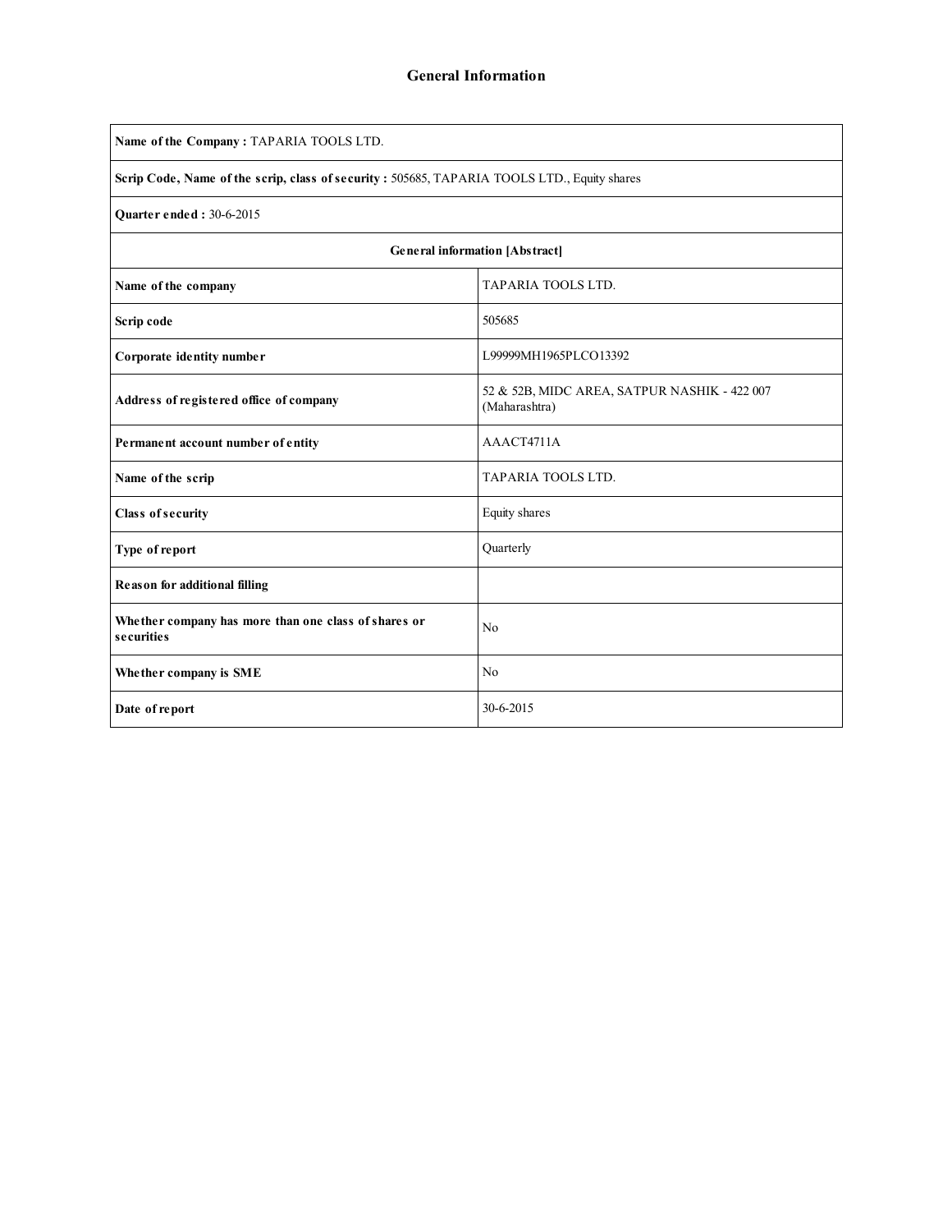# General Information

| **Name of the Company :** TAPARIA TOOLS LTD. | |
|---|---|
| **Scrip Code, Name of the scrip, class of security :** 505685, TAPARIA TOOLS LTD., Equity shares | |
| **Quarter ended :** 30-6-2015 | |
| **General information [Abstract]** | |
| **Name of the company** | TAPARIA TOOLS LTD. |
| **Scrip code** | 505685 |
| **Corporate identity number** | L99999MH1965PLCO13392 |
| **Address of registered office of company** | 52 & 52B, MIDC AREA, SATPUR NASHIK - 422 007 (Maharashtra) |
| **Permanent account number of entity** | AAACT4711A |
| **Name of the scrip** | TAPARIA TOOLS LTD. |
| **Class of security** | Equity shares |
| **Type of report** | Quarterly |
| **Reason for additional filling** | |
| **Whether company has more than one class of shares or securities** | No |
| **Whether company is SME** | No |
| **Date of report** | 30-6-2015 |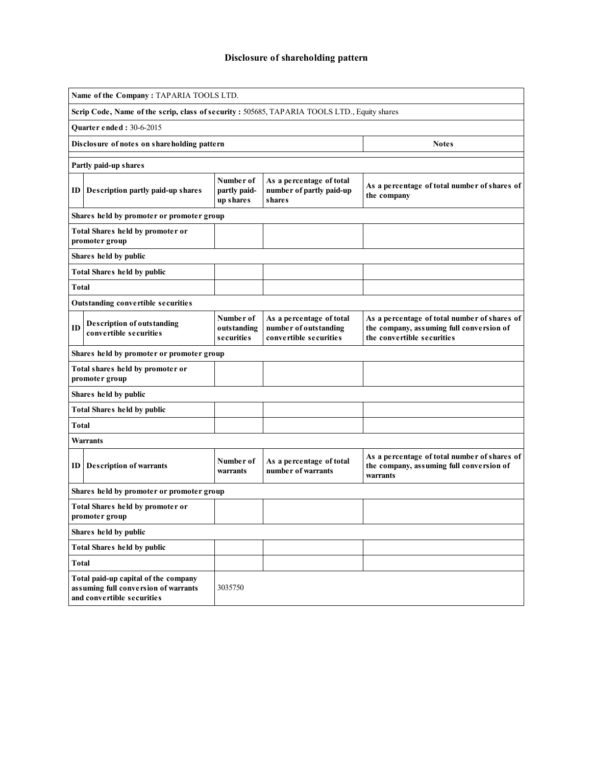# Disclosure of shareholding pattern

| | | | | |
|---|---|---|---|---|
| **Name of the Company :** TAPARIA TOOLS LTD. | | | | |
| **Scrip Code, Name of the scrip, class of security :** 505685, TAPARIA TOOLS LTD., Equity shares | | | | |
| **Quarter ended :** 30-6-2015 | | | | |
| **Disclosure of notes on shareholding pattern** | | | | **Notes** |
| **Partly paid-up shares** | | | | |
| **ID** | **Description partly paid-up shares** | **Number of partly paid-up shares** | **As a percentage of total number of partly paid-up shares** | **As a percentage of total number of shares of the company** |
| **Shares held by promoter or promoter group** | | | | |
| **Total Shares held by promoter or promoter group** | | | | |
| **Shares held by public** | | | | |
| **Total Shares held by public** | | | | |
| **Total** | | | | |
| **Outstanding convertible securities** | | | | |
| **ID** | **Description of outstanding convertible securities** | **Number of outstanding securities** | **As a percentage of total number of outstanding convertible securities** | **As a percentage of total number of shares of the company, assuming full conversion of the convertible securities** |
| **Shares held by promoter or promoter group** | | | | |
| **Total shares held by promoter or promoter group** | | | | |
| **Shares held by public** | | | | |
| **Total Shares held by public** | | | | |
| **Total** | | | | |
| **Warrants** | | | | |
| **ID** | **Description of warrants** | **Number of warrants** | **As a percentage of total number of warrants** | **As a percentage of total number of shares of the company, assuming full conversion of warrants** |
| **Shares held by promoter or promoter group** | | | | |
| **Total Shares held by promoter or promoter group** | | | | |
| **Shares held by public** | | | | |
| **Total Shares held by public** | | | | |
| **Total** | | | | |
| **Total paid-up capital of the company assuming full conversion of warrants and convertible securities** | | 3035750 | | |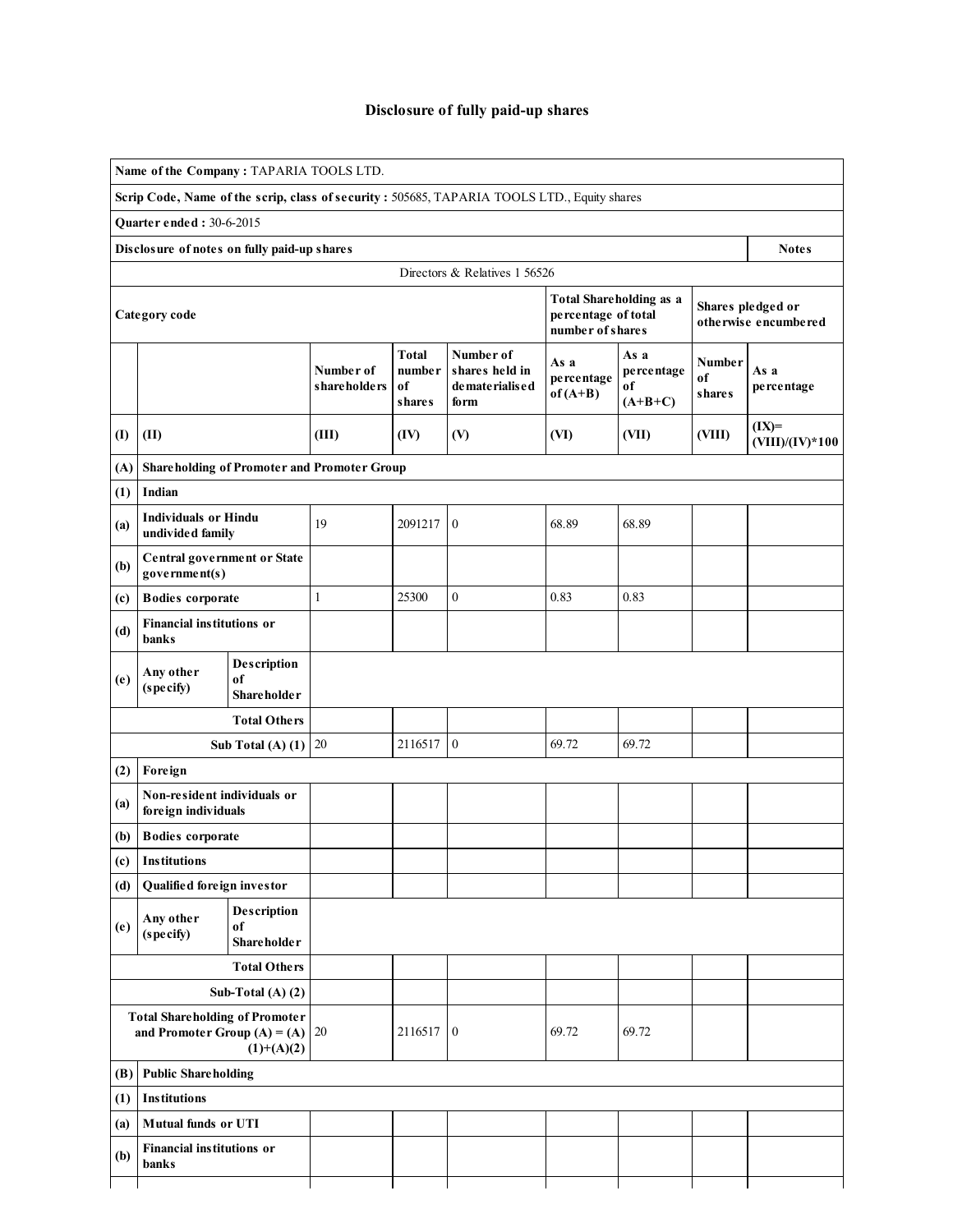# Disclosure of fully paid-up shares

| | | | | | | | | | |
|---|---|---|---|---|---|---|---|---|---|
| **Name of the Company :** TAPARIA TOOLS LTD. | | | | | | | | | |
| **Scrip Code, Name of the scrip, class of security :** 505685, TAPARIA TOOLS LTD., Equity shares | | | | | | | | | |
| **Quarter ended :** 30-6-2015 | | | | | | | | | |
| **Disclosure of notes on fully paid-up shares** | | | | | | | | | **Notes** |
| Directors & Relatives 1 56526 | | | | | | | | | |
| **Category code** | | | | | | **Total Shareholding as a percentage of total number of shares** | | **Shares pledged or otherwise encumbered** | |
| | | | **Number of shareholders** | **Total number of shares** | **Number of shares held in dematerialised form** | **As a percentage of (A+B)** | **As a percentage of (A+B+C)** | **Number of shares** | **As a percentage** |
| **(I)** | **(II)** | | **(III)** | **(IV)** | **(V)** | **(VI)** | **(VII)** | **(VIII)** | **(IX)= (VIII)/(IV)*100** |
| **(A)** | **Shareholding of Promoter and Promoter Group** | | | | | | | | |
| **(1)** | **Indian** | | | | | | | | |
| **(a)** | **Individuals or Hindu undivided family** | | 19 | 2091217 | 0 | 68.89 | 68.89 | | |
| **(b)** | **Central government or State government(s)** | | | | | | | | |
| **(c)** | **Bodies corporate** | | 1 | 25300 | 0 | 0.83 | 0.83 | | |
| **(d)** | **Financial institutions or banks** | | | | | | | | |
| **(e)** | **Any other (specify)** | **Description of Shareholder** | | | | | | | |
| | | **Total Others** | | | | | | | |
| | | **Sub Total (A) (1)** | 20 | 2116517 | 0 | 69.72 | 69.72 | | |
| **(2)** | **Foreign** | | | | | | | | |
| **(a)** | **Non-resident individuals or foreign individuals** | | | | | | | | |
| **(b)** | **Bodies corporate** | | | | | | | | |
| **(c)** | **Institutions** | | | | | | | | |
| **(d)** | **Qualified foreign investor** | | | | | | | | |
| **(e)** | **Any other (specify)** | **Description of Shareholder** | | | | | | | |
| | | **Total Others** | | | | | | | |
| | | **Sub-Total (A) (2)** | | | | | | | |
| | | **Total Shareholding of Promoter and Promoter Group (A) = (A)(1)+(A)(2)** | 20 | 2116517 | 0 | 69.72 | 69.72 | | |
| **(B)** | **Public Shareholding** | | | | | | | | |
| **(1)** | **Institutions** | | | | | | | | |
| **(a)** | **Mutual funds or UTI** | | | | | | | | |
| **(b)** | **Financial institutions or banks** | | | | | | | | |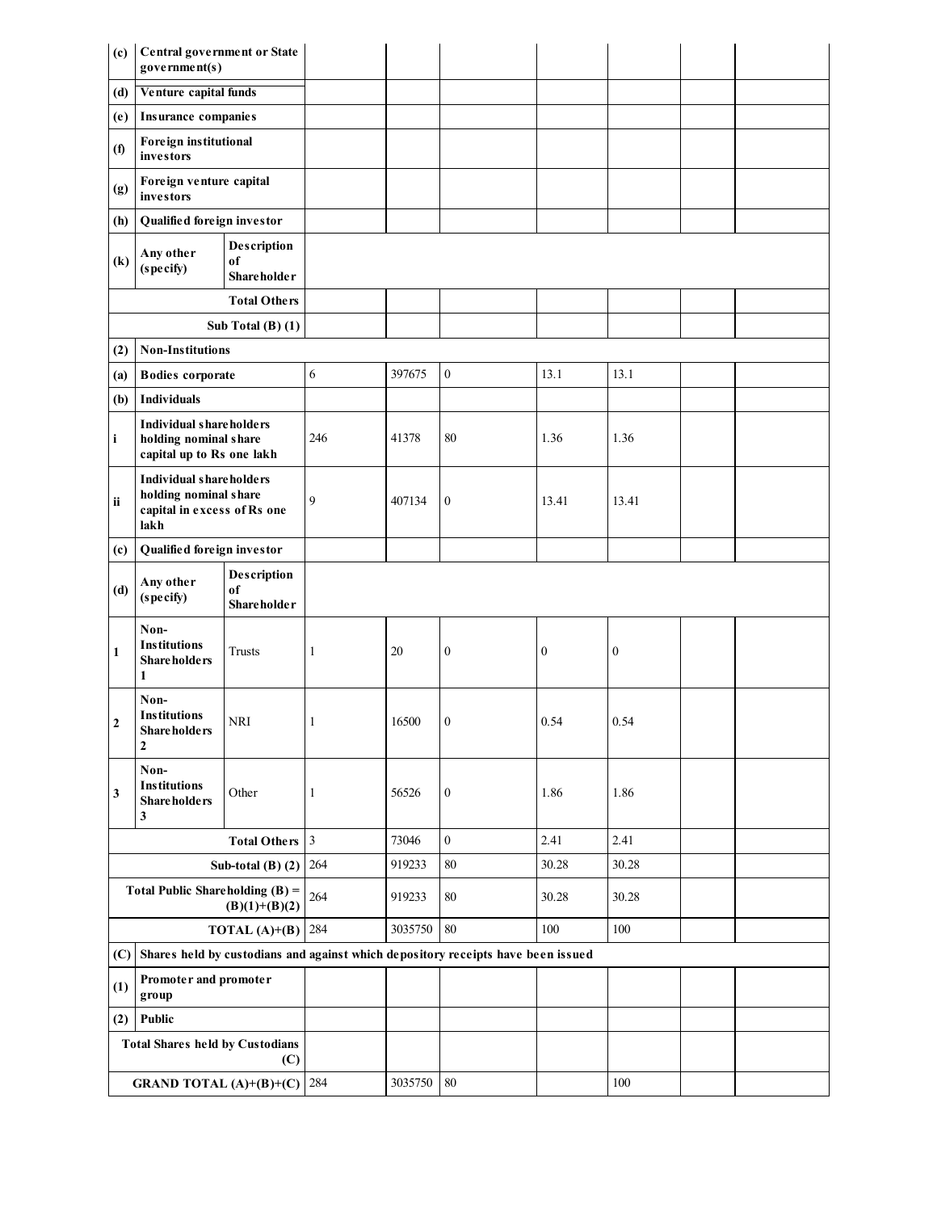| | | | | | | | | | |
|---|---|---|---|---|---|---|---|---|---|
| **(c)** | **Central government or State government(s)** | | | | | | | | |
| **(d)** | **Venture capital funds** | | | | | | | | |
| **(e)** | **Insurance companies** | | | | | | | | |
| **(f)** | **Foreign institutional investors** | | | | | | | | |
| **(g)** | **Foreign venture capital investors** | | | | | | | | |
| **(h)** | **Qualified foreign investor** | | | | | | | | |
| **(k)** | **Any other (specify)** | **Description of Shareholder** | | | | | | | |
| | | **Total Others** | | | | | | | |
| | | **Sub Total (B) (1)** | | | | | | | |
| **(2)** | **Non-Institutions** | | | | | | | | |
| **(a)** | **Bodies corporate** | | 6 | 397675 | 0 | 13.1 | 13.1 | | |
| **(b)** | **Individuals** | | | | | | | | |
| **i** | **Individual shareholders holding nominal share capital up to Rs one lakh** | | 246 | 41378 | 80 | 1.36 | 1.36 | | |
| **ii** | **Individual shareholders holding nominal share capital in excess of Rs one lakh** | | 9 | 407134 | 0 | 13.41 | 13.41 | | |
| **(c)** | **Qualified foreign investor** | | | | | | | | |
| **(d)** | **Any other (specify)** | **Description of Shareholder** | | | | | | | |
| **1** | **Non-Institutions Shareholders 1** | Trusts | 1 | 20 | 0 | 0 | 0 | | |
| **2** | **Non-Institutions Shareholders 2** | NRI | 1 | 16500 | 0 | 0.54 | 0.54 | | |
| **3** | **Non-Institutions Shareholders 3** | Other | 1 | 56526 | 0 | 1.86 | 1.86 | | |
| | | **Total Others** | 3 | 73046 | 0 | 2.41 | 2.41 | | |
| | | **Sub-total (B) (2)** | 264 | 919233 | 80 | 30.28 | 30.28 | | |
| | | **Total Public Shareholding (B) = (B)(1)+(B)(2)** | 264 | 919233 | 80 | 30.28 | 30.28 | | |
| | | **TOTAL (A)+(B)** | 284 | 3035750 | 80 | 100 | 100 | | |
| **(C)** | **Shares held by custodians and against which depository receipts have been issued** | | | | | | | | |
| **(1)** | **Promoter and promoter group** | | | | | | | | |
| **(2)** | **Public** | | | | | | | | |
| | | **Total Shares held by Custodians (C)** | | | | | | | |
| | | **GRAND TOTAL (A)+(B)+(C)** | 284 | 3035750 | 80 | | 100 | | |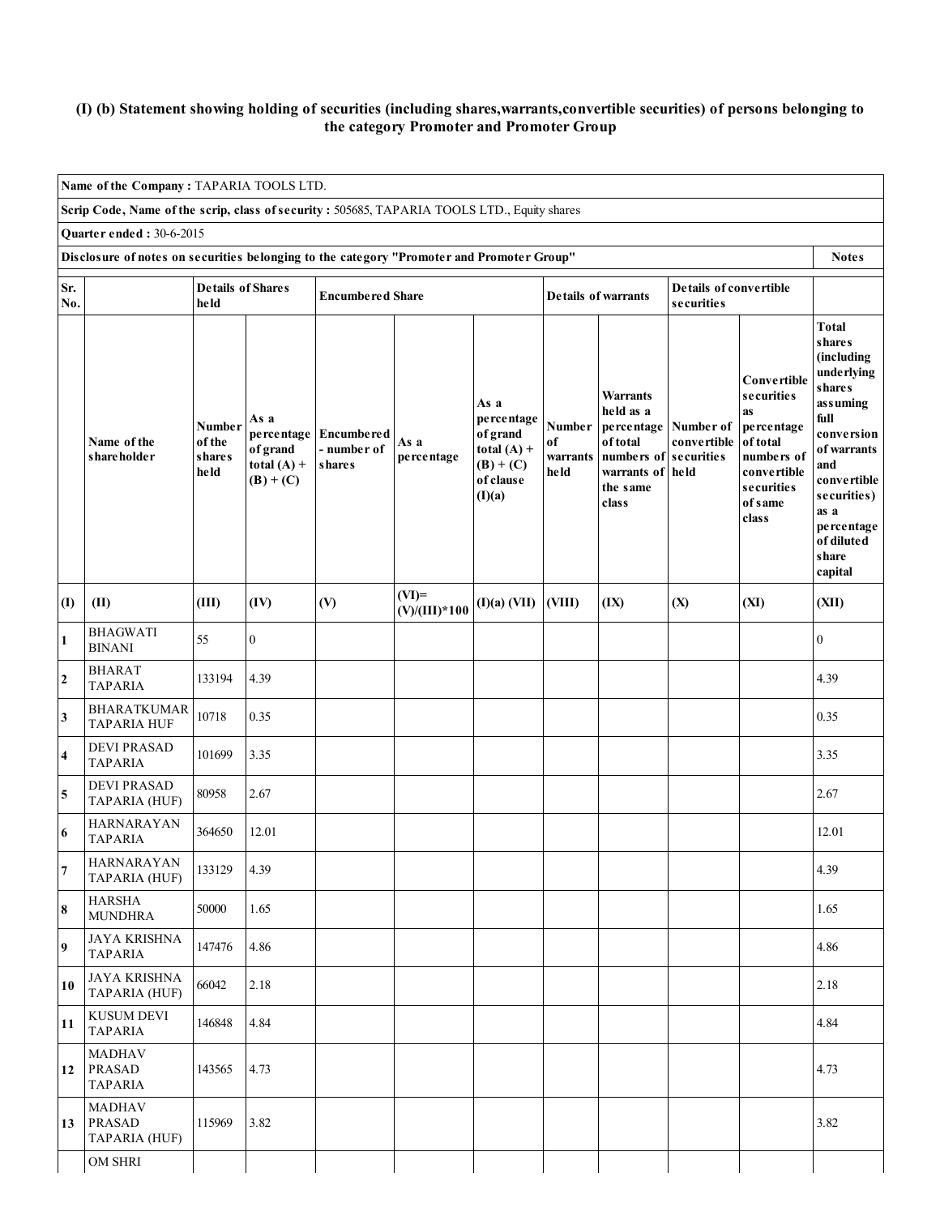## (I) (b) Statement showing holding of securities (including shares,warrants,convertible securities) of persons belonging to the category Promoter and Promoter Group

**Name of the Company :** TAPARIA TOOLS LTD.

**Scrip Code, Name of the scrip, class of security :** 505685, TAPARIA TOOLS LTD., Equity shares

**Quarter ended :** 30-6-2015

**Disclosure of notes on securities belonging to the category "Promoter and Promoter Group"** — **Notes**

| Sr. No. | | Details of Shares held | | Encumbered Share | | | Details of warrants | | Details of convertible securities | | |
|---|---|---|---|---|---|---|---|---|---|---|---|
| | Name of the shareholder | Number of the shares held | As a percentage of grand total (A) + (B) + (C) | Encumbered - number of shares | As a percentage | As a percentage of grand total (A) + (B) + (C) of clause (I)(a) | Number of warrants held | Warrants held as a percentage of total numbers of warrants of the same class | Number of convertible securities held | Convertible securities as percentage of total numbers of convertible securities of same class | Total shares (including underlying shares assuming full conversion of warrants and convertible securities) as a percentage of diluted share capital |
| (I) | (II) | (III) | (IV) | (V) | (VI)= (V)/(III)*100 | (I)(a) (VII) | (VIII) | (IX) | (X) | (XI) | (XII) |
| 1 | BHAGWATI BINANI | 55 | 0 | | | | | | | | 0 |
| 2 | BHARAT TAPARIA | 133194 | 4.39 | | | | | | | | 4.39 |
| 3 | BHARATKUMAR TAPARIA HUF | 10718 | 0.35 | | | | | | | | 0.35 |
| 4 | DEVI PRASAD TAPARIA | 101699 | 3.35 | | | | | | | | 3.35 |
| 5 | DEVI PRASAD TAPARIA (HUF) | 80958 | 2.67 | | | | | | | | 2.67 |
| 6 | HARNARAYAN TAPARIA | 364650 | 12.01 | | | | | | | | 12.01 |
| 7 | HARNARAYAN TAPARIA (HUF) | 133129 | 4.39 | | | | | | | | 4.39 |
| 8 | HARSHA MUNDHRA | 50000 | 1.65 | | | | | | | | 1.65 |
| 9 | JAYA KRISHNA TAPARIA | 147476 | 4.86 | | | | | | | | 4.86 |
| 10 | JAYA KRISHNA TAPARIA (HUF) | 66042 | 2.18 | | | | | | | | 2.18 |
| 11 | KUSUM DEVI TAPARIA | 146848 | 4.84 | | | | | | | | 4.84 |
| 12 | MADHAV PRASAD TAPARIA | 143565 | 4.73 | | | | | | | | 4.73 |
| 13 | MADHAV PRASAD TAPARIA (HUF) | 115969 | 3.82 | | | | | | | | 3.82 |
| | OM SHRI | | | | | | | | | | |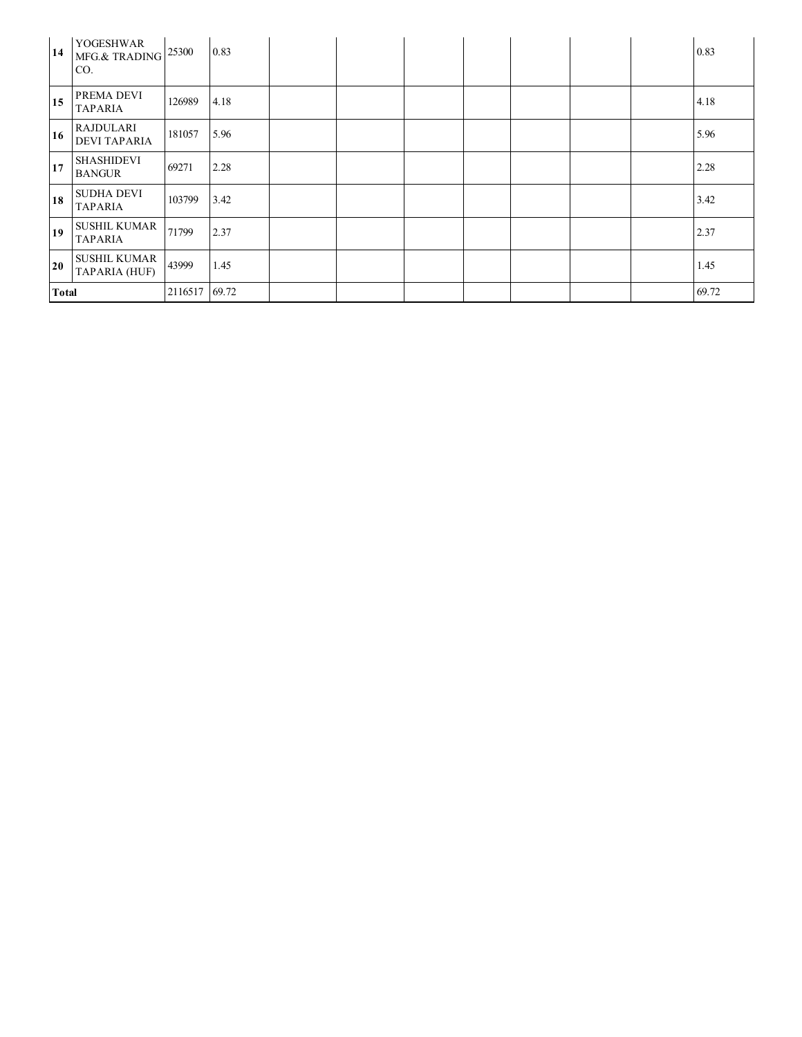| | | | | | | | | | | | |
|---|---|---|---|---|---|---|---|---|---|---|---|
| **14** | YOGESHWAR MFG.& TRADING CO. | 25300 | 0.83 | | | | | | | | 0.83 |
| **15** | PREMA DEVI TAPARIA | 126989 | 4.18 | | | | | | | | 4.18 |
| **16** | RAJDULARI DEVI TAPARIA | 181057 | 5.96 | | | | | | | | 5.96 |
| **17** | SHASHIDEVI BANGUR | 69271 | 2.28 | | | | | | | | 2.28 |
| **18** | SUDHA DEVI TAPARIA | 103799 | 3.42 | | | | | | | | 3.42 |
| **19** | SUSHIL KUMAR TAPARIA | 71799 | 2.37 | | | | | | | | 2.37 |
| **20** | SUSHIL KUMAR TAPARIA (HUF) | 43999 | 1.45 | | | | | | | | 1.45 |
| **Total** | | 2116517 | 69.72 | | | | | | | | 69.72 |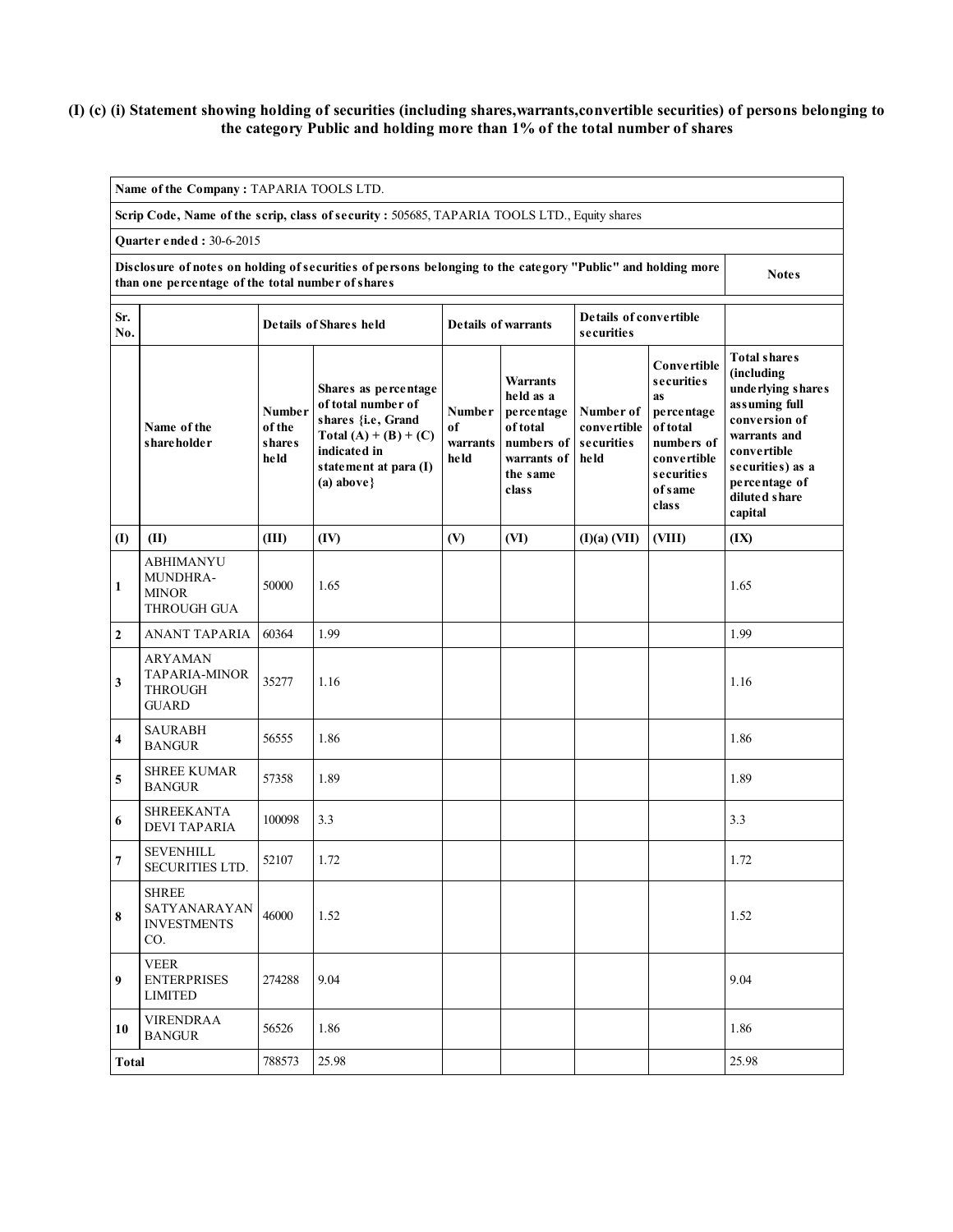# (I) (c) (i) Statement showing holding of securities (including shares,warrants,convertible securities) of persons belonging to the category Public and holding more than 1% of the total number of shares

**Name of the Company :** TAPARIA TOOLS LTD.

**Scrip Code, Name of the scrip, class of security :** 505685, TAPARIA TOOLS LTD., Equity shares

**Quarter ended :** 30-6-2015

| **Disclosure of notes on holding of securities of persons belonging to the category "Public" and holding more than one percentage of the total number of shares** | **Notes** |
|---|---|

| Sr. No. | | Details of Shares held | | Details of warrants | | Details of convertible securities | | |
|---|---|---|---|---|---|---|---|---|
| | Name of the shareholder | Number of the shares held | Shares as percentage of total number of shares {i.e, Grand Total (A) + (B) + (C) indicated in statement at para (I) (a) above} | Number of warrants held | Warrants held as a percentage of total numbers of warrants of the same class | Number of convertible securities held | Convertible securities as percentage of total numbers of convertible securities of same class | Total shares (including underlying shares assuming full conversion of warrants and convertible securities) as a percentage of diluted share capital |
| (I) | (II) | (III) | (IV) | (V) | (VI) | (I)(a) (VII) | (VIII) | (IX) |
| 1 | ABHIMANYU MUNDHRA-MINOR THROUGH GUA | 50000 | 1.65 | | | | | 1.65 |
| 2 | ANANT TAPARIA | 60364 | 1.99 | | | | | 1.99 |
| 3 | ARYAMAN TAPARIA-MINOR THROUGH GUARD | 35277 | 1.16 | | | | | 1.16 |
| 4 | SAURABH BANGUR | 56555 | 1.86 | | | | | 1.86 |
| 5 | SHREE KUMAR BANGUR | 57358 | 1.89 | | | | | 1.89 |
| 6 | SHREEKANTA DEVI TAPARIA | 100098 | 3.3 | | | | | 3.3 |
| 7 | SEVENHILL SECURITIES LTD. | 52107 | 1.72 | | | | | 1.72 |
| 8 | SHREE SATYANARAYAN INVESTMENTS CO. | 46000 | 1.52 | | | | | 1.52 |
| 9 | VEER ENTERPRISES LIMITED | 274288 | 9.04 | | | | | 9.04 |
| 10 | VIRENDRAA BANGUR | 56526 | 1.86 | | | | | 1.86 |
| Total | | 788573 | 25.98 | | | | | 25.98 |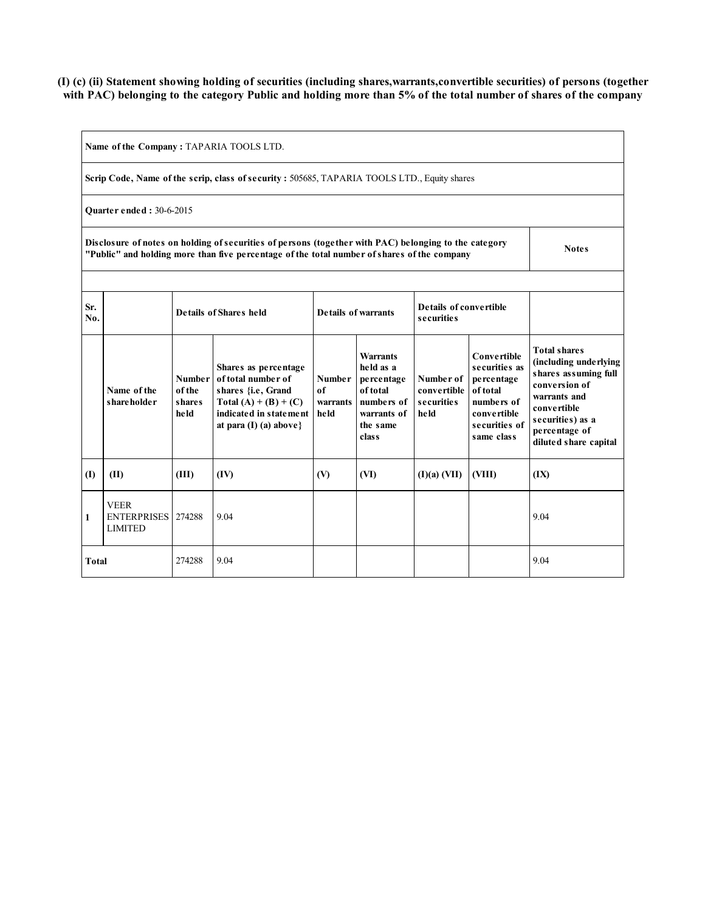**(I) (c) (ii) Statement showing holding of securities (including shares,warrants,convertible securities) of persons (together with PAC) belonging to the category Public and holding more than 5% of the total number of shares of the company**

**Name of the Company :** TAPARIA TOOLS LTD.

**Scrip Code, Name of the scrip, class of security :** 505685, TAPARIA TOOLS LTD., Equity shares

**Quarter ended :** 30-6-2015

| **Disclosure of notes on holding of securities of persons (together with PAC) belonging to the category "Public" and holding more than five percentage of the total number of shares of the company** | **Notes** |
|---|---|
| | |

| **Sr. No.** | | **Details of Shares held** | | **Details of warrants** | | **Details of convertible securities** | | |
|---|---|---|---|---|---|---|---|---|
| | **Name of the shareholder** | **Number of the shares held** | **Shares as percentage of total number of shares {i.e, Grand Total (A) + (B) + (C) indicated in statement at para (I) (a) above}** | **Number of warrants held** | **Warrants held as a percentage of total numbers of warrants of the same class** | **Number of convertible securities held** | **Convertible securities as percentage of total numbers of convertible securities of same class** | **Total shares (including underlying shares assuming full conversion of warrants and convertible securities) as a percentage of diluted share capital** |
| **(I)** | **(II)** | **(III)** | **(IV)** | **(V)** | **(VI)** | **(I)(a) (VII)** | **(VIII)** | **(IX)** |
| **1** | VEER ENTERPRISES LIMITED | 274288 | 9.04 | | | | | 9.04 |
| **Total** | | 274288 | 9.04 | | | | | 9.04 |